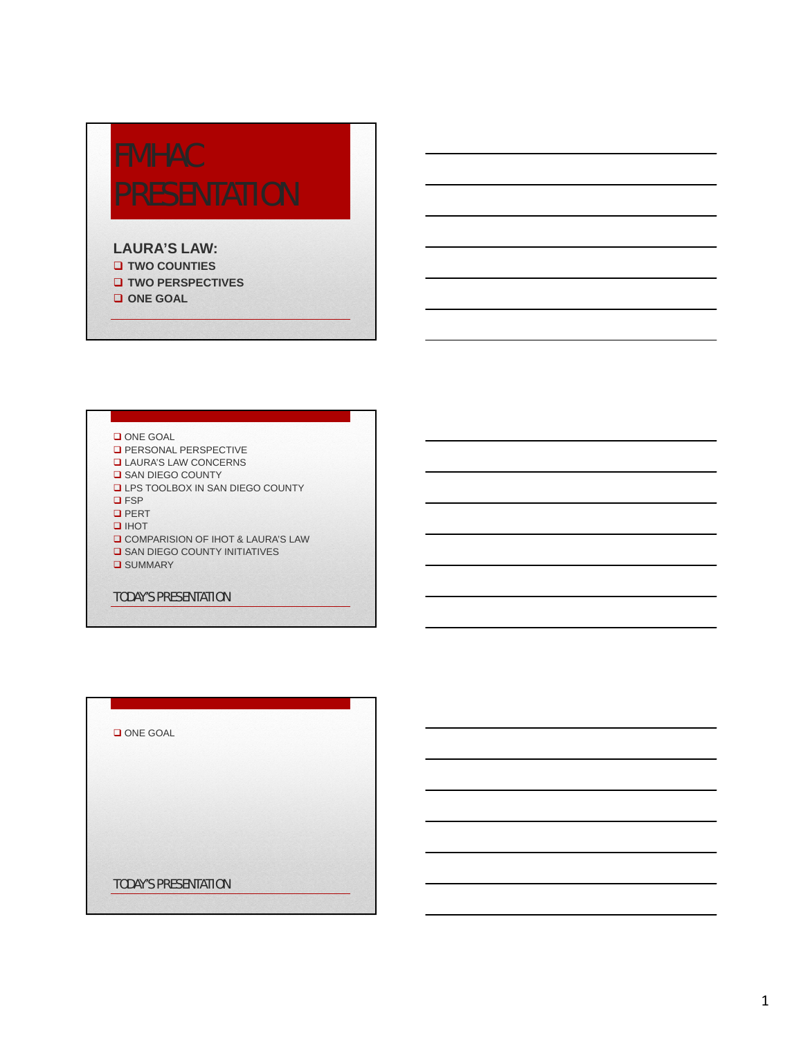# FMHAC PRESENTATION

**LAURA'S LAW:**

- **TWO COUNTIES**
- **TWO PERSPECTIVES**
- **ONE GOAL**

---

- ONE GOAL
- PERSONAL PERSPECTIVE
- LAURA'S LAW CONCERNS
- SAN DIEGO COUNTY
- LPS TOOLBOX IN SAN DIEGO COUNTY
- FSP
- PERT
- IHOT
- COMPARISION OF IHOT & LAURA'S LAW
- SAN DIEGO COUNTY INITIATIVES
- SUMMARY

## TODAY'S PRESENTATION

---

- ONE GOAL

## TODAY'S PRESENTATION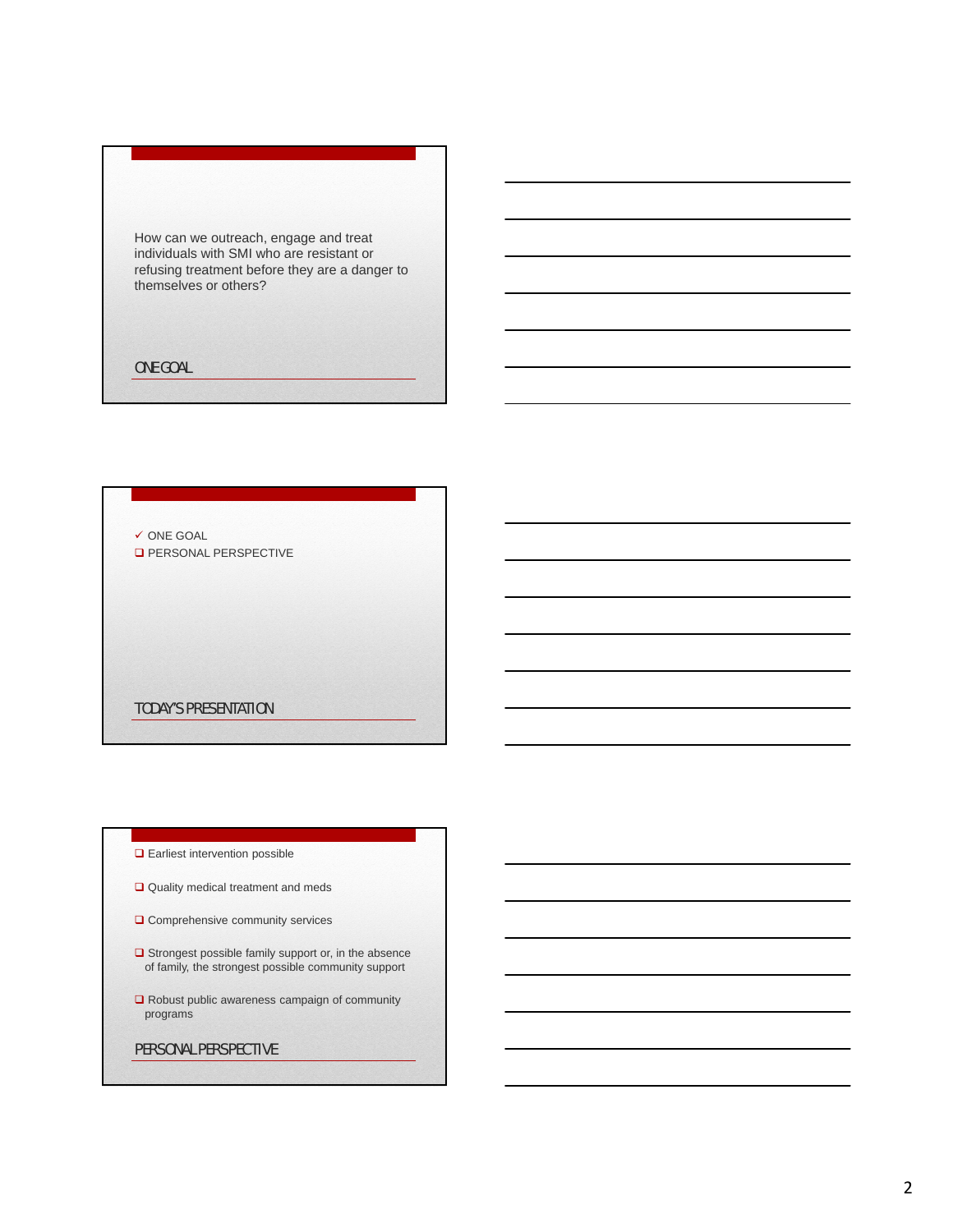How can we outreach, engage and treat individuals with SMI who are resistant or refusing treatment before they are a danger to themselves or others?

## ONE GOAL

---

- ✓ ONE GOAL
- ❑ PERSONAL PERSPECTIVE

## TODAY'S PRESENTATION

---

- ❑ Earliest intervention possible
- ❑ Quality medical treatment and meds
- ❑ Comprehensive community services
- ❑ Strongest possible family support or, in the absence of family, the strongest possible community support
- ❑ Robust public awareness campaign of community programs

## PERSONAL PERSPECTIVE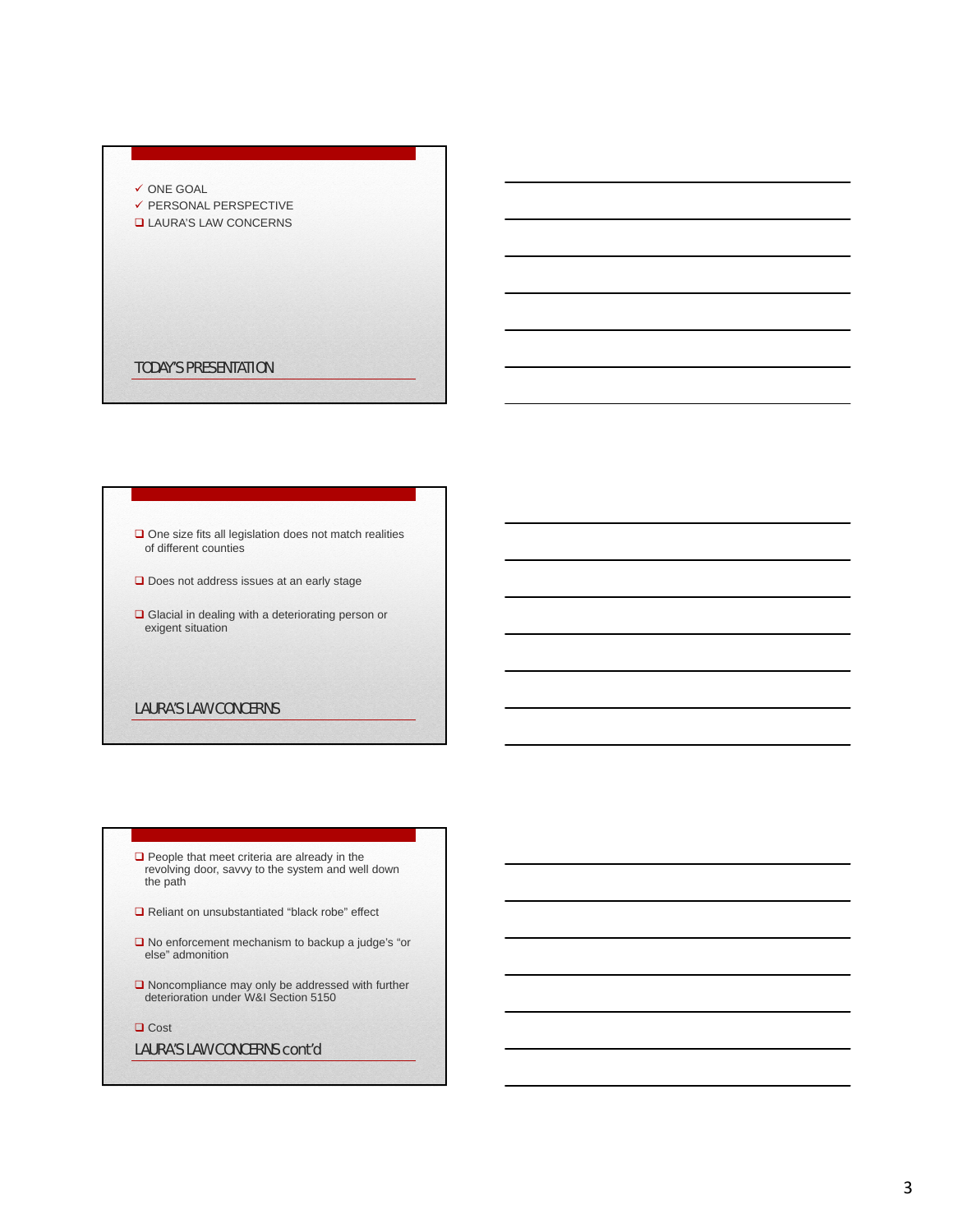## TODAY'S PRESENTATION

- ✓ ONE GOAL
- ✓ PERSONAL PERSPECTIVE
- ❑ LAURA'S LAW CONCERNS

## LAURA'S LAW CONCERNS

- ❑ One size fits all legislation does not match realities of different counties
- ❑ Does not address issues at an early stage
- ❑ Glacial in dealing with a deteriorating person or exigent situation

## LAURA'S LAW CONCERNS cont'd

- ❑ People that meet criteria are already in the revolving door, savvy to the system and well down the path
- ❑ Reliant on unsubstantiated "black robe" effect
- ❑ No enforcement mechanism to backup a judge's "or else" admonition
- ❑ Noncompliance may only be addressed with further deterioration under W&I Section 5150
- ❑ Cost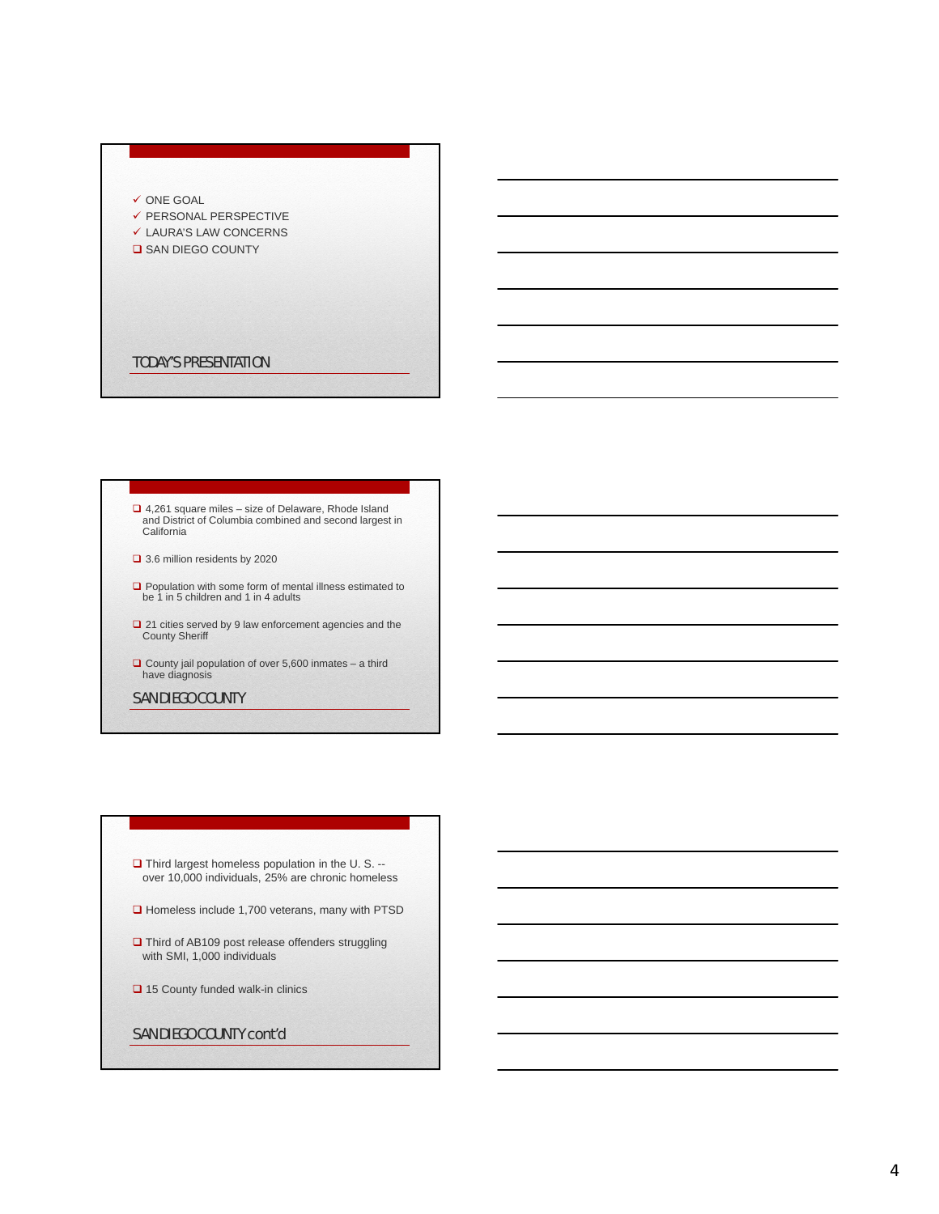## TODAY'S PRESENTATION

- ✓ ONE GOAL
- ✓ PERSONAL PERSPECTIVE
- ✓ LAURA'S LAW CONCERNS
- ❑ SAN DIEGO COUNTY

## SAN DIEGO COUNTY

- ❑ 4,261 square miles – size of Delaware, Rhode Island and District of Columbia combined and second largest in California
- ❑ 3.6 million residents by 2020
- ❑ Population with some form of mental illness estimated to be 1 in 5 children and 1 in 4 adults
- ❑ 21 cities served by 9 law enforcement agencies and the County Sheriff
- ❑ County jail population of over 5,600 inmates – a third have diagnosis

## SAN DIEGO COUNTY cont'd

- ❑ Third largest homeless population in the U. S. -- over 10,000 individuals, 25% are chronic homeless
- ❑ Homeless include 1,700 veterans, many with PTSD
- ❑ Third of AB109 post release offenders struggling with SMI, 1,000 individuals
- ❑ 15 County funded walk-in clinics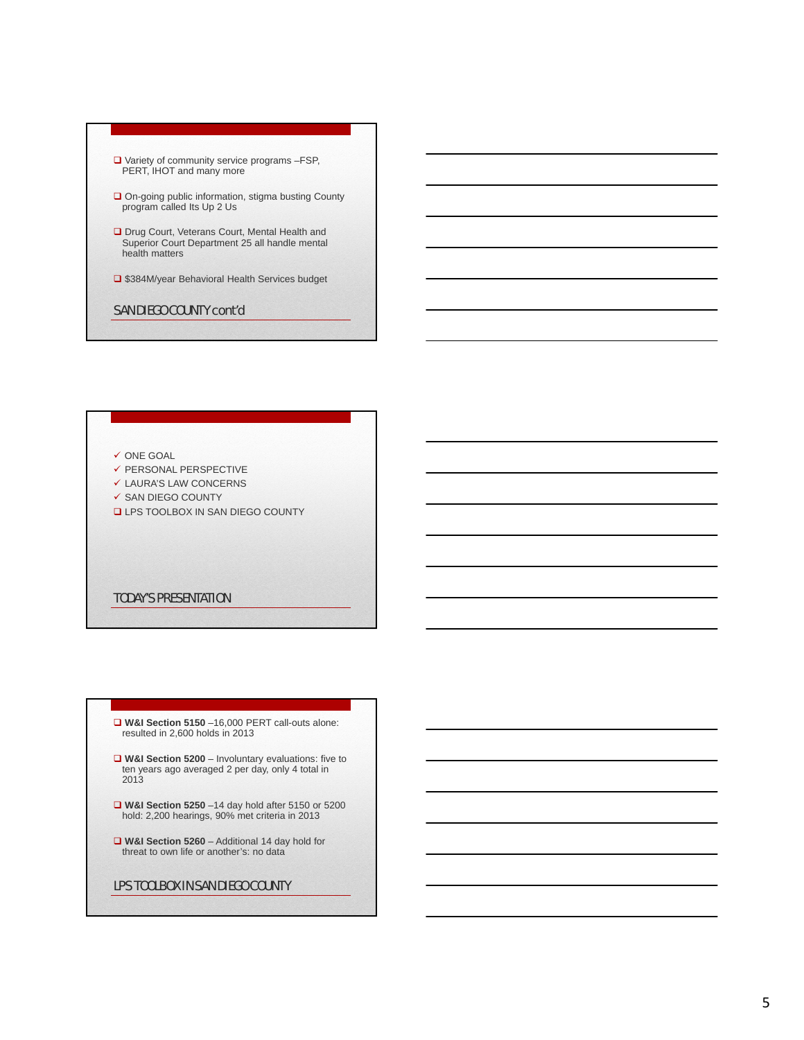## SAN DIEGO COUNTY cont'd

- Variety of community service programs –FSP, PERT, IHOT and many more
- On-going public information, stigma busting County program called Its Up 2 Us
- Drug Court, Veterans Court, Mental Health and Superior Court Department 25 all handle mental health matters
- $384M/year Behavioral Health Services budget

## TODAY'S PRESENTATION

- ✓ ONE GOAL
- ✓ PERSONAL PERSPECTIVE
- ✓ LAURA'S LAW CONCERNS
- ✓ SAN DIEGO COUNTY
- LPS TOOLBOX IN SAN DIEGO COUNTY

## LPS TOOLBOX IN SAN DIEGO COUNTY

- **W&I Section 5150** –16,000 PERT call-outs alone: resulted in 2,600 holds in 2013
- **W&I Section 5200** – Involuntary evaluations: five to ten years ago averaged 2 per day, only 4 total in 2013
- **W&I Section 5250** –14 day hold after 5150 or 5200 hold: 2,200 hearings, 90% met criteria in 2013
- **W&I Section 5260** – Additional 14 day hold for threat to own life or another's: no data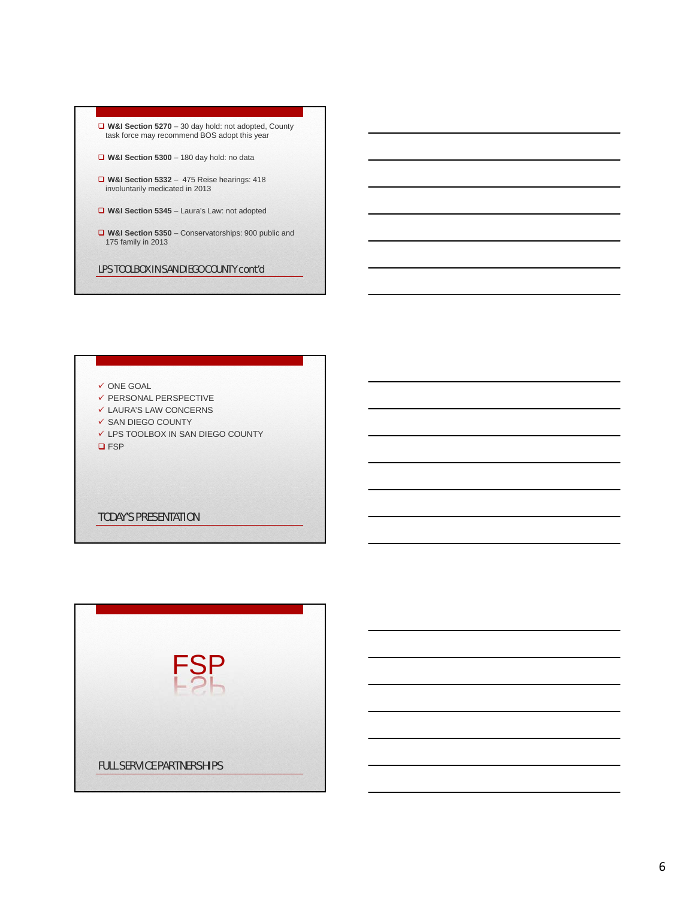## LPS TOOLBOX IN SAN DIEGO COUNTY cont'd

- **W&I Section 5270** – 30 day hold: not adopted, County task force may recommend BOS adopt this year
- **W&I Section 5300** – 180 day hold: no data
- **W&I Section 5332** – 475 Reise hearings: 418 involuntarily medicated in 2013
- **W&I Section 5345** – Laura's Law: not adopted
- **W&I Section 5350** – Conservatorships: 900 public and 175 family in 2013

## TODAY'S PRESENTATION

- ✓ ONE GOAL
- ✓ PERSONAL PERSPECTIVE
- ✓ LAURA'S LAW CONCERNS
- ✓ SAN DIEGO COUNTY
- ✓ LPS TOOLBOX IN SAN DIEGO COUNTY
- FSP

## FULL SERVICE PARTNERSHIPS

FSP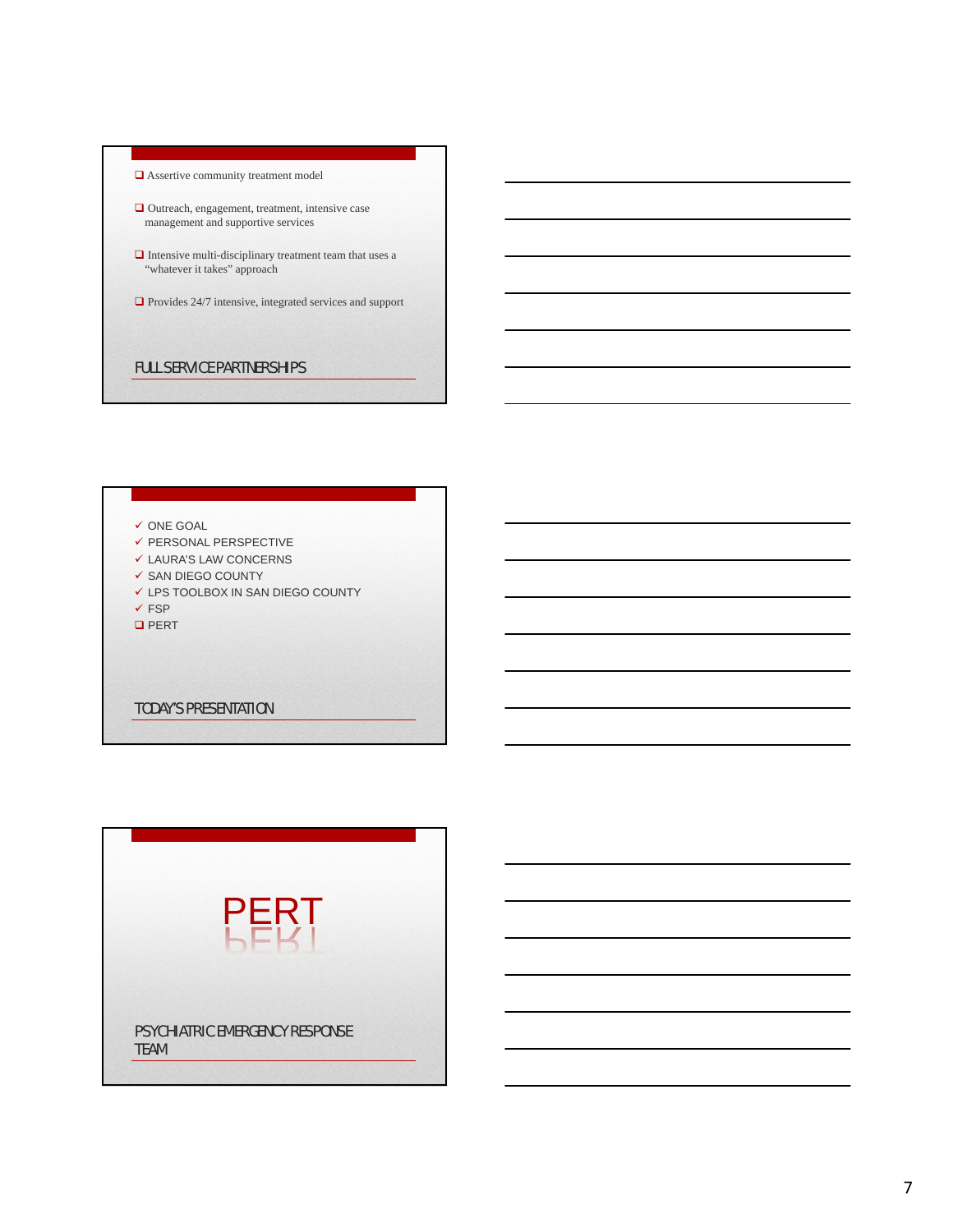## FULL SERVICE PARTNERSHIPS

- Assertive community treatment model
- Outreach, engagement, treatment, intensive case management and supportive services
- Intensive multi-disciplinary treatment team that uses a "whatever it takes" approach
- Provides 24/7 intensive, integrated services and support

## TODAY'S PRESENTATION

- ✓ ONE GOAL
- ✓ PERSONAL PERSPECTIVE
- ✓ LAURA'S LAW CONCERNS
- ✓ SAN DIEGO COUNTY
- ✓ LPS TOOLBOX IN SAN DIEGO COUNTY
- ✓ FSP
- PERT

## PSYCHIATRIC EMERGENCY RESPONSE TEAM

PERT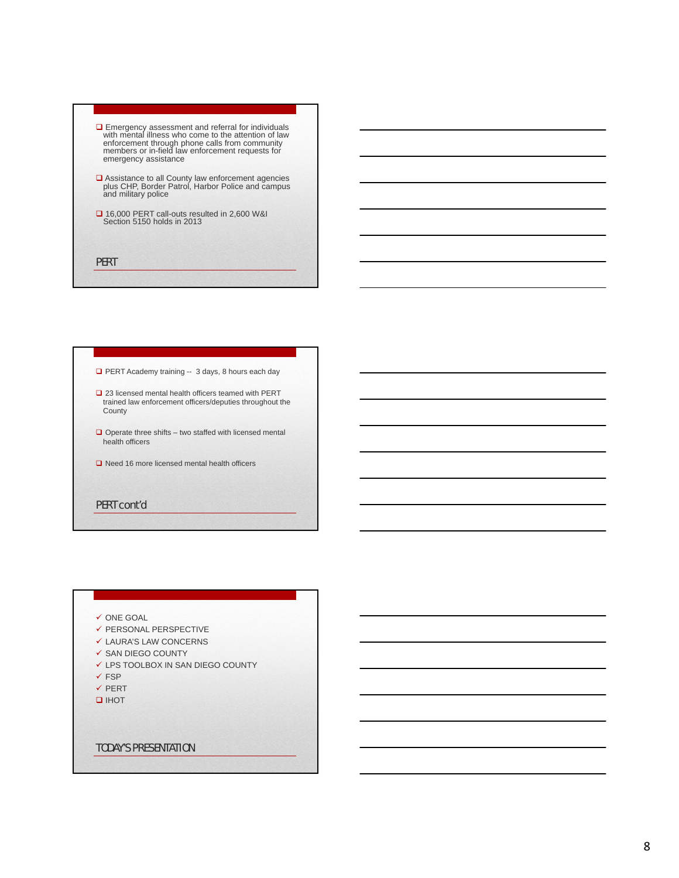## PERT

- Emergency assessment and referral for individuals with mental illness who come to the attention of law enforcement through phone calls from community members or in-field law enforcement requests for emergency assistance
- Assistance to all County law enforcement agencies plus CHP, Border Patrol, Harbor Police and campus and military police
- 16,000 PERT call-outs resulted in 2,600 W&I Section 5150 holds in 2013

## PERT cont'd

- PERT Academy training -- 3 days, 8 hours each day
- 23 licensed mental health officers teamed with PERT trained law enforcement officers/deputies throughout the County
- Operate three shifts – two staffed with licensed mental health officers
- Need 16 more licensed mental health officers

## TODAY'S PRESENTATION

- ✓ ONE GOAL
- ✓ PERSONAL PERSPECTIVE
- ✓ LAURA'S LAW CONCERNS
- ✓ SAN DIEGO COUNTY
- ✓ LPS TOOLBOX IN SAN DIEGO COUNTY
- ✓ FSP
- ✓ PERT
- IHOT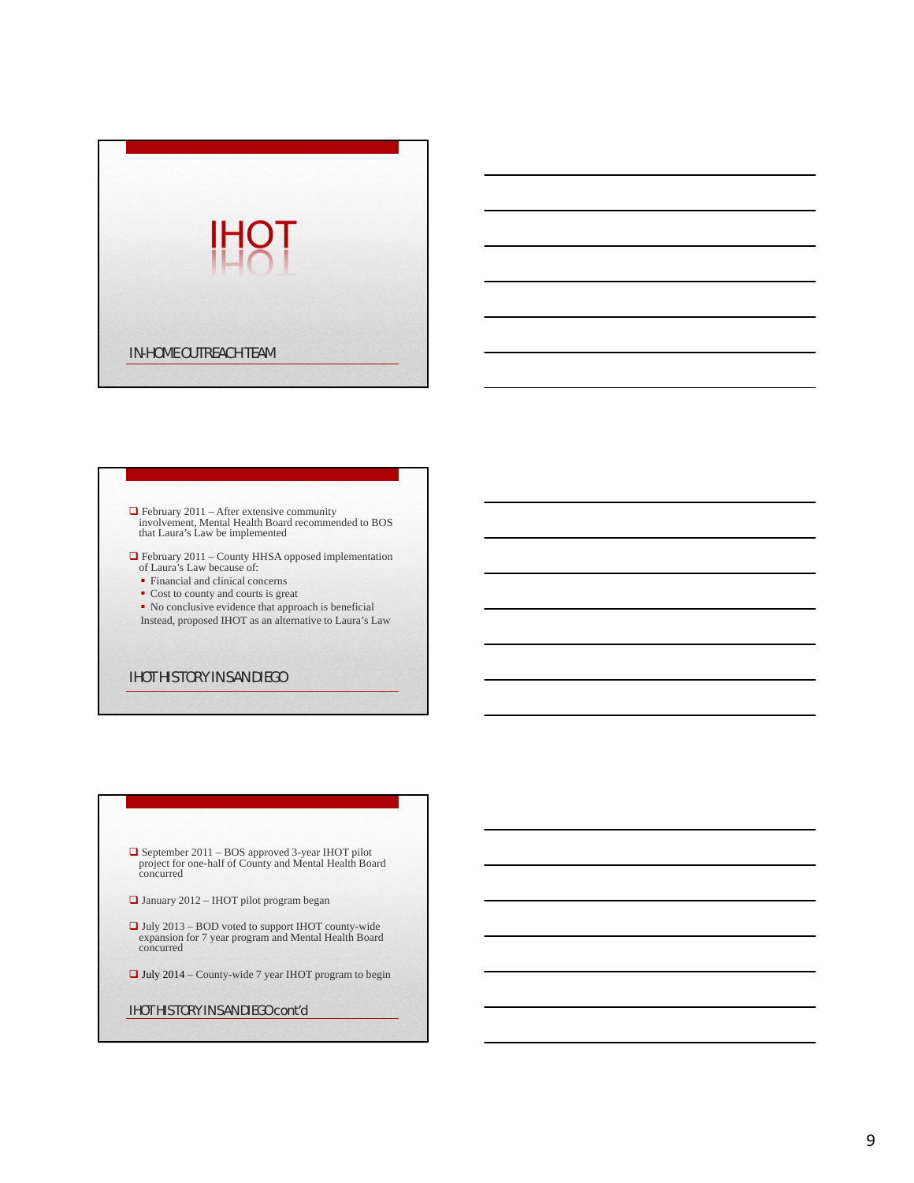# IHOT

IN-HOME OUTREACH TEAM

## IHOT HISTORY IN SAN DIEGO

- February 2011 – After extensive community involvement, Mental Health Board recommended to BOS that Laura's Law be implemented
- February 2011 – County HHSA opposed implementation of Laura's Law because of:
  - Financial and clinical concerns
  - Cost to county and courts is great
  - No conclusive evidence that approach is beneficial

  Instead, proposed IHOT as an alternative to Laura's Law

## IHOT HISTORY IN SAN DIEGO cont'd

- September 2011 – BOS approved 3-year IHOT pilot project for one-half of County and Mental Health Board concurred
- January 2012 – IHOT pilot program began
- July 2013 – BOD voted to support IHOT county-wide expansion for 7 year program and Mental Health Board concurred
- July 2014 – County-wide 7 year IHOT program to begin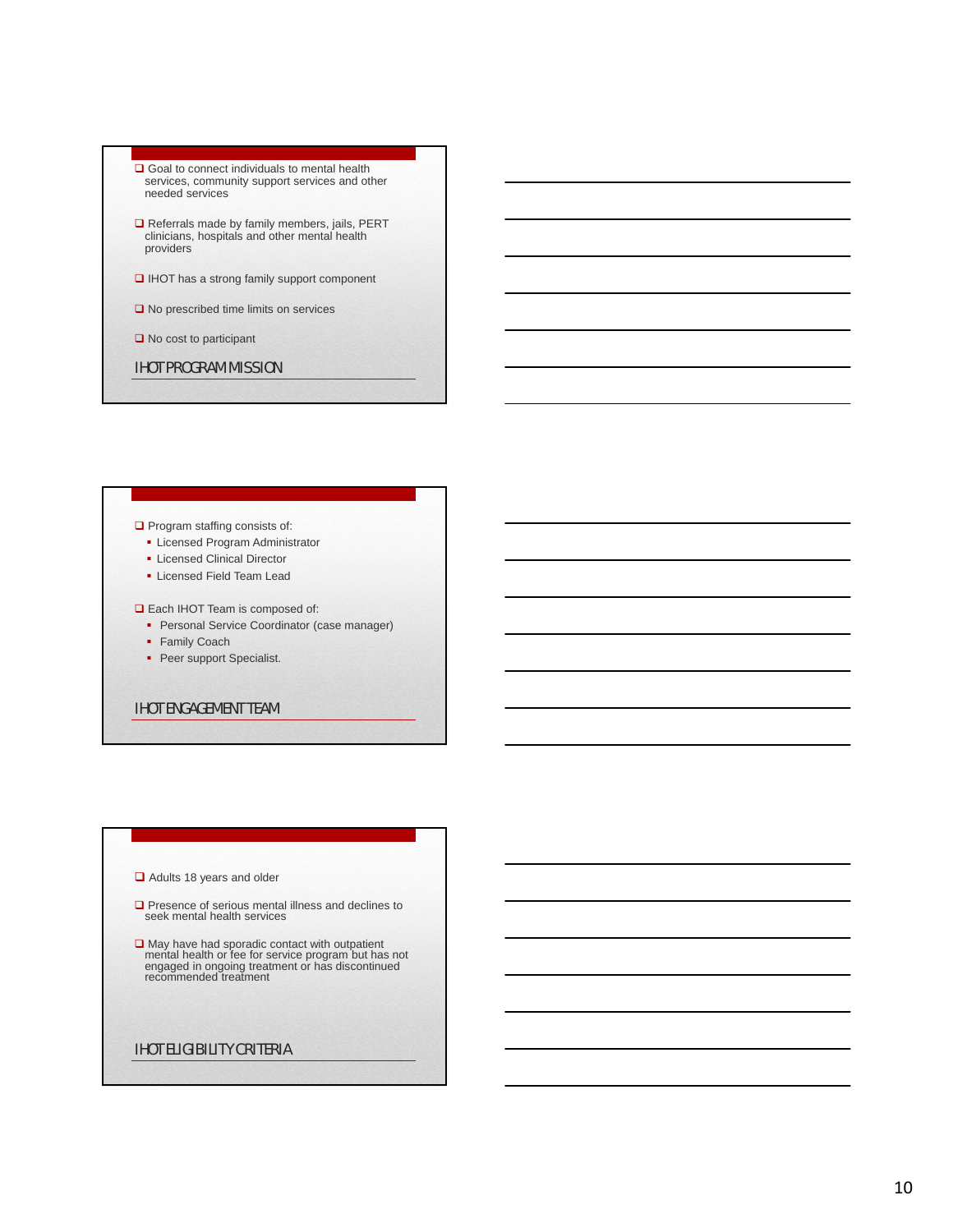## IHOT PROGRAM MISSION

- Goal to connect individuals to mental health services, community support services and other needed services
- Referrals made by family members, jails, PERT clinicians, hospitals and other mental health providers
- IHOT has a strong family support component
- No prescribed time limits on services
- No cost to participant

## IHOT ENGAGEMENT TEAM

- Program staffing consists of:
  - Licensed Program Administrator
  - Licensed Clinical Director
  - Licensed Field Team Lead
- Each IHOT Team is composed of:
  - Personal Service Coordinator (case manager)
  - Family Coach
  - Peer support Specialist.

## IHOT ELIGIBILITY CRITERIA

- Adults 18 years and older
- Presence of serious mental illness and declines to seek mental health services
- May have had sporadic contact with outpatient mental health or fee for service program but has not engaged in ongoing treatment or has discontinued recommended treatment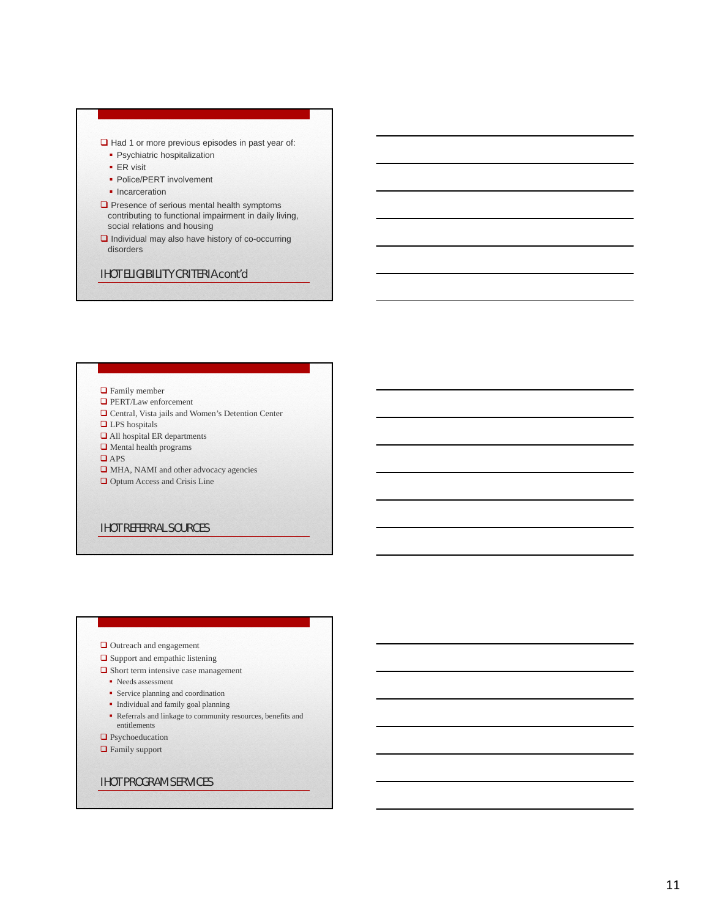## IHOT ELIGIBILITY CRITERIA cont'd

- Had 1 or more previous episodes in past year of:
  - Psychiatric hospitalization
  - ER visit
  - Police/PERT involvement
  - Incarceration
- Presence of serious mental health symptoms contributing to functional impairment in daily living, social relations and housing
- Individual may also have history of co-occurring disorders

## IHOT REFERRAL SOURCES

- Family member
- PERT/Law enforcement
- Central, Vista jails and Women's Detention Center
- LPS hospitals
- All hospital ER departments
- Mental health programs
- APS
- MHA, NAMI and other advocacy agencies
- Optum Access and Crisis Line

## IHOT PROGRAM SERVICES

- Outreach and engagement
- Support and empathic listening
- Short term intensive case management
  - Needs assessment
  - Service planning and coordination
  - Individual and family goal planning
  - Referrals and linkage to community resources, benefits and entitlements
- Psychoeducation
- Family support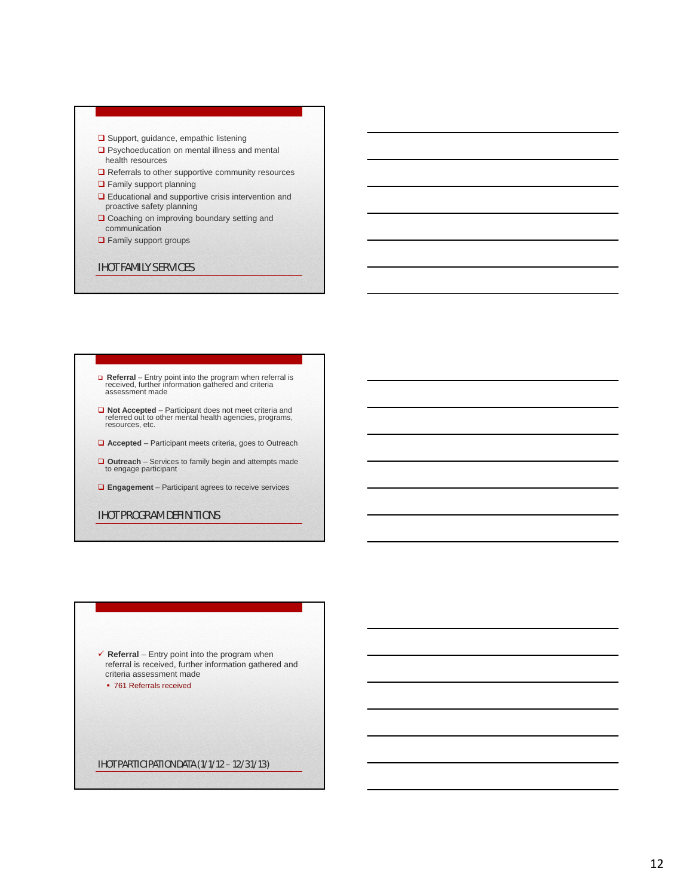## IHOT FAMILY SERVICES

- Support, guidance, empathic listening
- Psychoeducation on mental illness and mental health resources
- Referrals to other supportive community resources
- Family support planning
- Educational and supportive crisis intervention and proactive safety planning
- Coaching on improving boundary setting and communication
- Family support groups

## IHOT PROGRAM DEFINITIONS

- **Referral** – Entry point into the program when referral is received, further information gathered and criteria assessment made
- **Not Accepted** – Participant does not meet criteria and referred out to other mental health agencies, programs, resources, etc.
- **Accepted** – Participant meets criteria, goes to Outreach
- **Outreach** – Services to family begin and attempts made to engage participant
- **Engagement** – Participant agrees to receive services

## IHOT PARTICIPATION DATA (1/1/12 – 12/31/13)

- ✓ **Referral** – Entry point into the program when referral is received, further information gathered and criteria assessment made
  - 761 Referrals received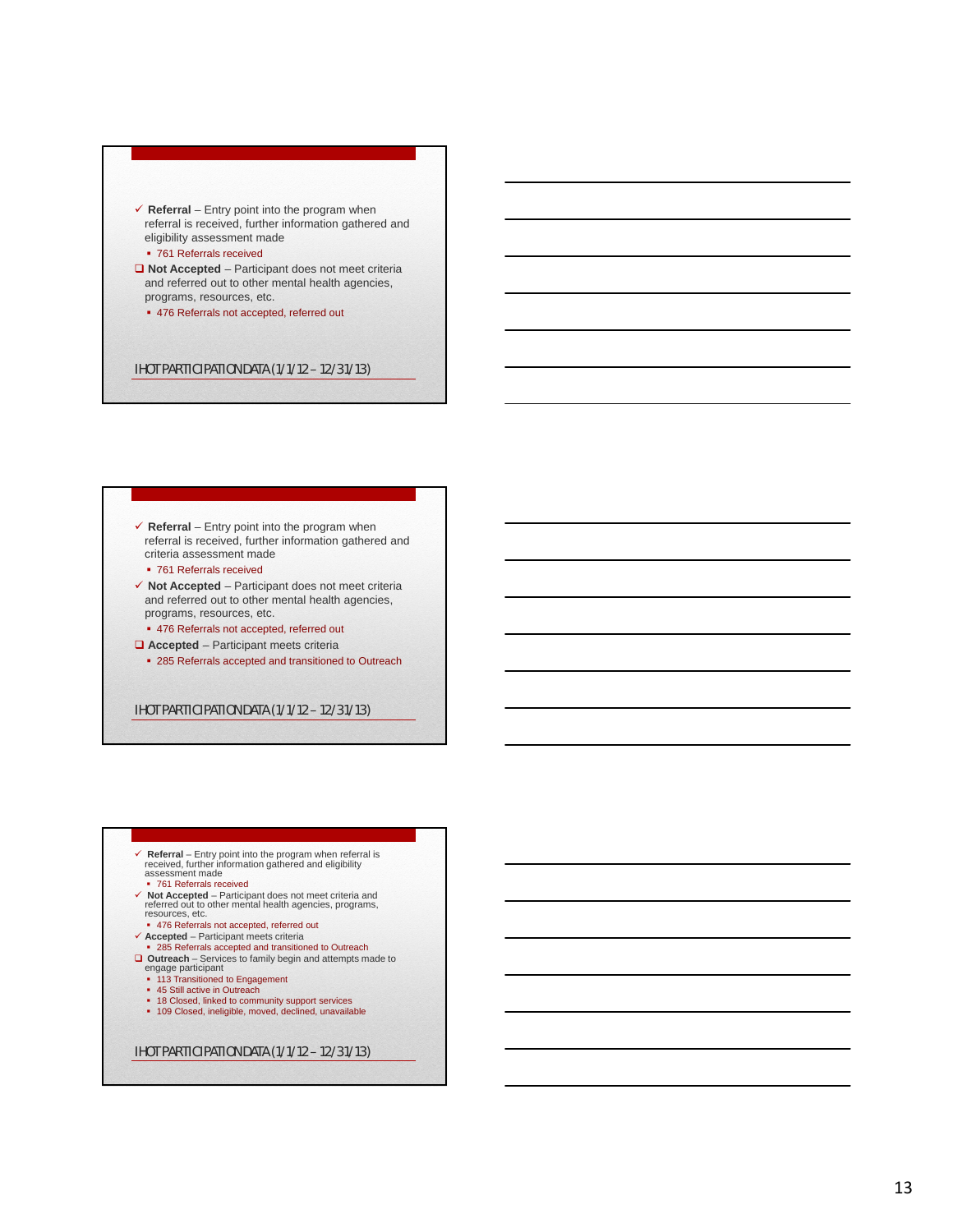## IHOT PARTICIPATION DATA (1/1/12 – 12/31/13)

- ✓ **Referral** – Entry point into the program when referral is received, further information gathered and eligibility assessment made
  - 761 Referrals received
- ❑ **Not Accepted** – Participant does not meet criteria and referred out to other mental health agencies, programs, resources, etc.
  - 476 Referrals not accepted, referred out

## IHOT PARTICIPATION DATA (1/1/12 – 12/31/13)

- ✓ **Referral** – Entry point into the program when referral is received, further information gathered and criteria assessment made
  - 761 Referrals received
- ✓ **Not Accepted** – Participant does not meet criteria and referred out to other mental health agencies, programs, resources, etc.
  - 476 Referrals not accepted, referred out
- ❑ **Accepted** – Participant meets criteria
  - 285 Referrals accepted and transitioned to Outreach

## IHOT PARTICIPATION DATA (1/1/12 – 12/31/13)

- ✓ **Referral** – Entry point into the program when referral is received, further information gathered and eligibility assessment made
  - 761 Referrals received
- ✓ **Not Accepted** – Participant does not meet criteria and referred out to other mental health agencies, programs, resources, etc.
  - 476 Referrals not accepted, referred out
- ✓ **Accepted** – Participant meets criteria
  - 285 Referrals accepted and transitioned to Outreach
- ❑ **Outreach** – Services to family begin and attempts made to engage participant
  - 113 Transitioned to Engagement
  - 45 Still active in Outreach
  - 18 Closed, linked to community support services
  - 109 Closed, ineligible, moved, declined, unavailable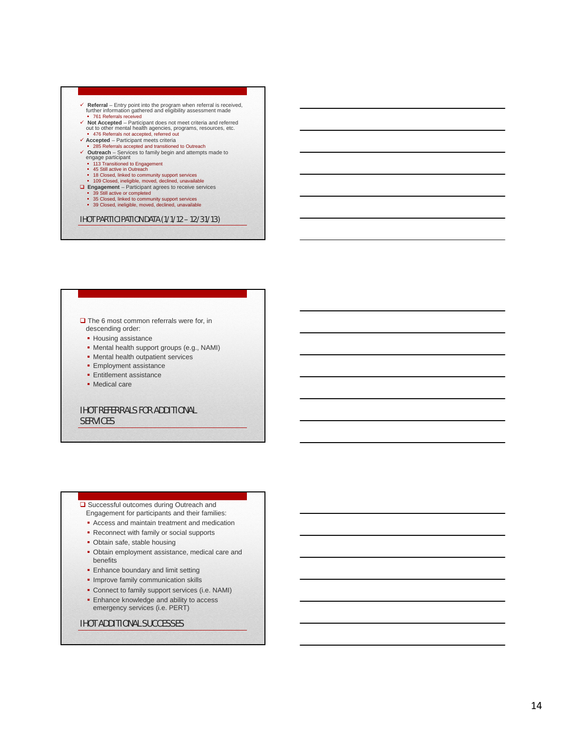## IHOT PARTICIPATION DATA (1/1/12 – 12/31/13)

- ✓ **Referral** – Entry point into the program when referral is received, further information gathered and eligibility assessment made
  - 761 Referrals received
- ✓ **Not Accepted** – Participant does not meet criteria and referred out to other mental health agencies, programs, resources, etc.
  - 476 Referrals not accepted, referred out
- ✓ **Accepted** – Participant meets criteria
  - 285 Referrals accepted and transitioned to Outreach
- ✓ **Outreach** – Services to family begin and attempts made to engage participant
  - 113 Transitioned to Engagement
  - 45 Still active in Outreach
  - 18 Closed, linked to community support services
  - 109 Closed, ineligible, moved, declined, unavailable
- ❑ **Engagement** – Participant agrees to receive services
  - 39 Still active or completed
  - 35 Closed, linked to community support services
  - 39 Closed, ineligible, moved, declined, unavailable

## IHOT REFERRALS FOR ADDITIONAL SERVICES

- ❑ The 6 most common referrals were for, in descending order:
  - Housing assistance
  - Mental health support groups (e.g., NAMI)
  - Mental health outpatient services
  - Employment assistance
  - Entitlement assistance
  - Medical care

## IHOT ADDITIONAL SUCCESSES

- ❑ Successful outcomes during Outreach and Engagement for participants and their families:
  - Access and maintain treatment and medication
  - Reconnect with family or social supports
  - Obtain safe, stable housing
  - Obtain employment assistance, medical care and benefits
  - Enhance boundary and limit setting
  - Improve family communication skills
  - Connect to family support services (i.e. NAMI)
  - Enhance knowledge and ability to access emergency services (i.e. PERT)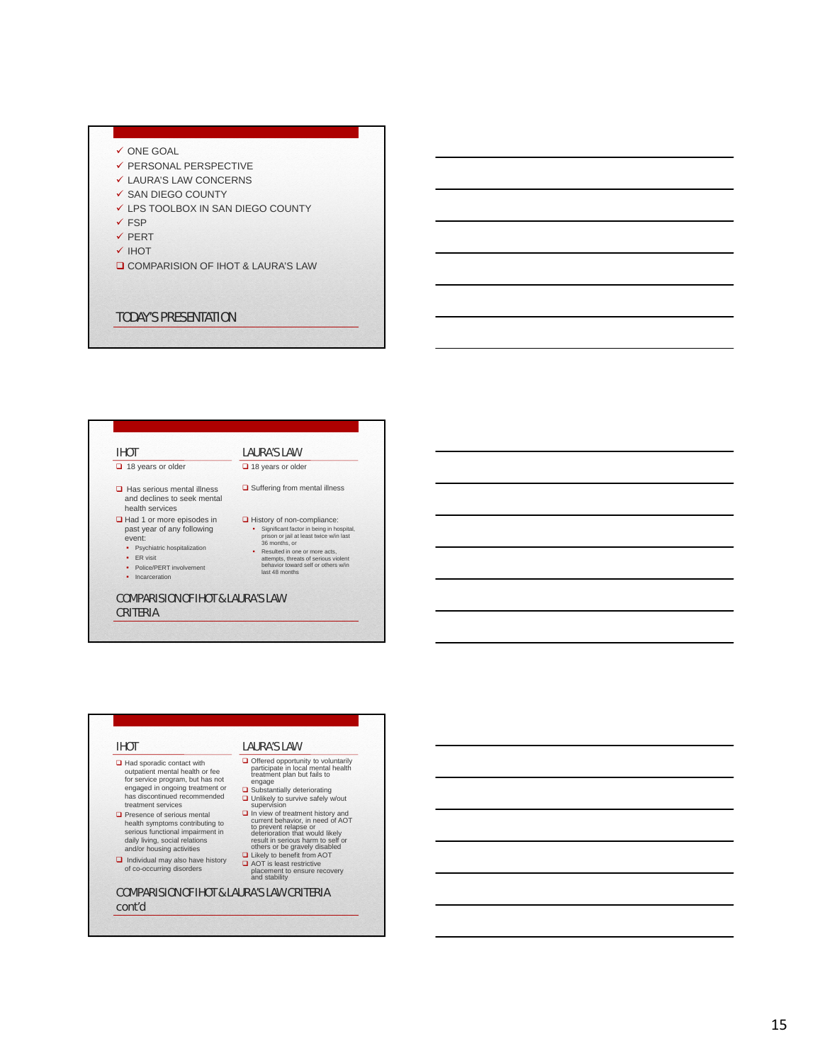## TODAY'S PRESENTATION

- ✓ ONE GOAL
- ✓ PERSONAL PERSPECTIVE
- ✓ LAURA'S LAW CONCERNS
- ✓ SAN DIEGO COUNTY
- ✓ LPS TOOLBOX IN SAN DIEGO COUNTY
- ✓ FSP
- ✓ PERT
- ✓ IHOT
- ❑ COMPARISION OF IHOT & LAURA'S LAW

## COMPARISION OF IHOT & LAURA'S LAW CRITERIA

### IHOT

- ❑ 18 years or older
- ❑ Has serious mental illness and declines to seek mental health services
- ❑ Had 1 or more episodes in past year of any following event:
  - Psychiatric hospitalization
  - ER visit
  - Police/PERT involvement
  - Incarceration

### LAURA'S LAW

- ❑ 18 years or older
- ❑ Suffering from mental illness
- ❑ History of non-compliance:
  - Significant factor in being in hospital, prison or jail at least twice w/in last 36 months, or
  - Resulted in one or more acts, attempts, threats of serious violent behavior toward self or others w/in last 48 months

## COMPARISION OF IHOT & LAURA'S LAW CRITERIA cont'd

### IHOT

- ❑ Had sporadic contact with outpatient mental health or fee for service program, but has not engaged in ongoing treatment or has discontinued recommended treatment services
- ❑ Presence of serious mental health symptoms contributing to serious functional impairment in daily living, social relations and/or housing activities
- ❑ Individual may also have history of co-occurring disorders

### LAURA'S LAW

- ❑ Offered opportunity to voluntarily participate in local mental health treatment plan but fails to engage
- ❑ Substantially deteriorating
- ❑ Unlikely to survive safely w/out supervision
- ❑ In view of treatment history and current behavior, in need of AOT to prevent relapse or deterioration that would likely result in serious harm to self or others or be gravely disabled
- ❑ Likely to benefit from AOT
- ❑ AOT is least restrictive placement to ensure recovery and stability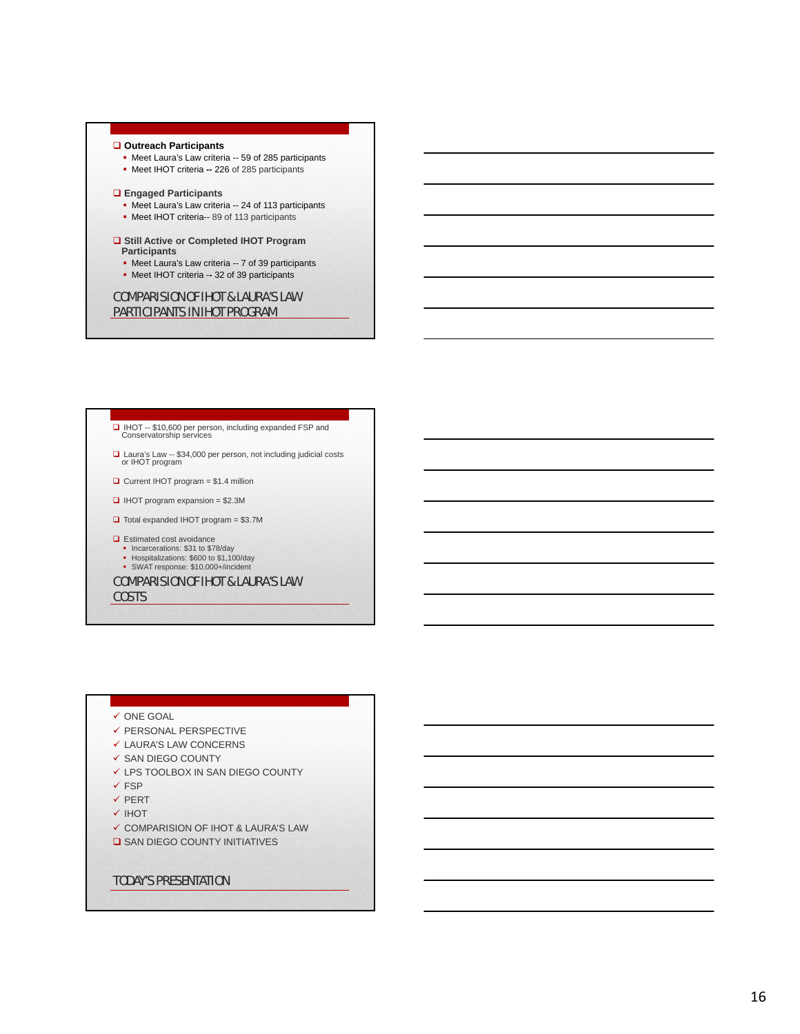## COMPARISION OF IHOT & LAURA'S LAW PARTICIPANTS IN IHOT PROGRAM

- **Outreach Participants**
  - Meet Laura's Law criteria -- 59 of 285 participants
  - Meet IHOT criteria **--** 226 of 285 participants
- **Engaged Participants**
  - Meet Laura's Law criteria -- 24 of 113 participants
  - Meet IHOT criteria-- 89 of 113 participants
- **Still Active or Completed IHOT Program Participants**
  - Meet Laura's Law criteria -- 7 of 39 participants
  - Meet IHOT criteria -- 32 of 39 participants

## COMPARISION OF IHOT & LAURA'S LAW COSTS

- IHOT -- $10,600 per person, including expanded FSP and Conservatorship services
- Laura's Law -- $34,000 per person, not including judicial costs or IHOT program
- Current IHOT program = $1.4 million
- IHOT program expansion = $2.3M
- Total expanded IHOT program = $3.7M
- Estimated cost avoidance
  - Incarcerations: $31 to $78/day
  - Hospitalizations: $600 to $1,100/day
  - SWAT response: $10,000+/incident

## TODAY'S PRESENTATION

- ✓ ONE GOAL
- ✓ PERSONAL PERSPECTIVE
- ✓ LAURA'S LAW CONCERNS
- ✓ SAN DIEGO COUNTY
- ✓ LPS TOOLBOX IN SAN DIEGO COUNTY
- ✓ FSP
- ✓ PERT
- ✓ IHOT
- ✓ COMPARISION OF IHOT & LAURA'S LAW
- ❑ SAN DIEGO COUNTY INITIATIVES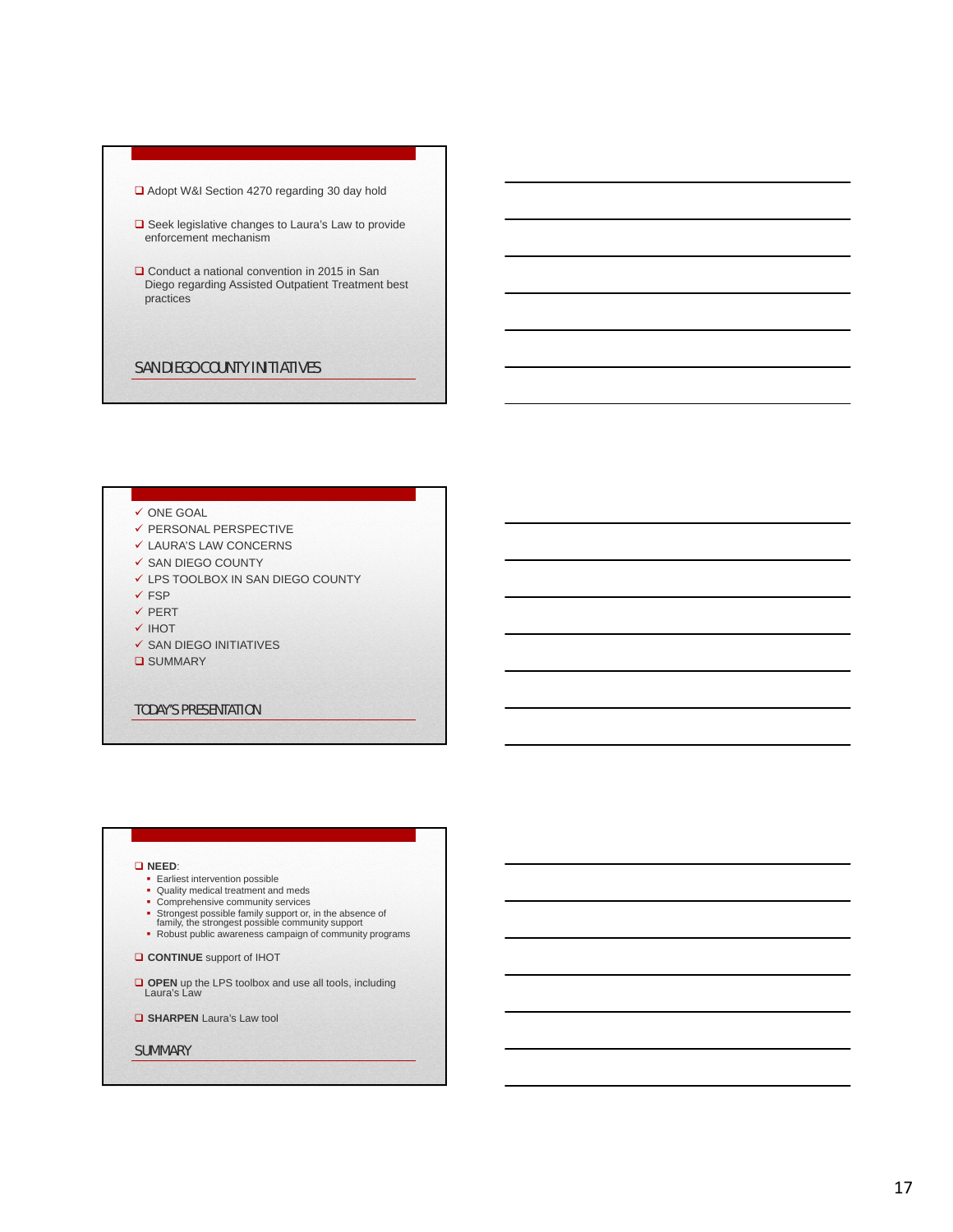## SAN DIEGO COUNTY INITIATIVES

- ❑ Adopt W&I Section 4270 regarding 30 day hold
- ❑ Seek legislative changes to Laura's Law to provide enforcement mechanism
- ❑ Conduct a national convention in 2015 in San Diego regarding Assisted Outpatient Treatment best practices

## TODAY'S PRESENTATION

- ✓ ONE GOAL
- ✓ PERSONAL PERSPECTIVE
- ✓ LAURA'S LAW CONCERNS
- ✓ SAN DIEGO COUNTY
- ✓ LPS TOOLBOX IN SAN DIEGO COUNTY
- ✓ FSP
- ✓ PERT
- ✓ IHOT
- ✓ SAN DIEGO INITIATIVES
- ❑ SUMMARY

## SUMMARY

- ❑ **NEED**:
  - Earliest intervention possible
  - Quality medical treatment and meds
  - Comprehensive community services
  - Strongest possible family support or, in the absence of family, the strongest possible community support
  - Robust public awareness campaign of community programs
- ❑ **CONTINUE** support of IHOT
- ❑ **OPEN** up the LPS toolbox and use all tools, including Laura's Law
- ❑ **SHARPEN** Laura's Law tool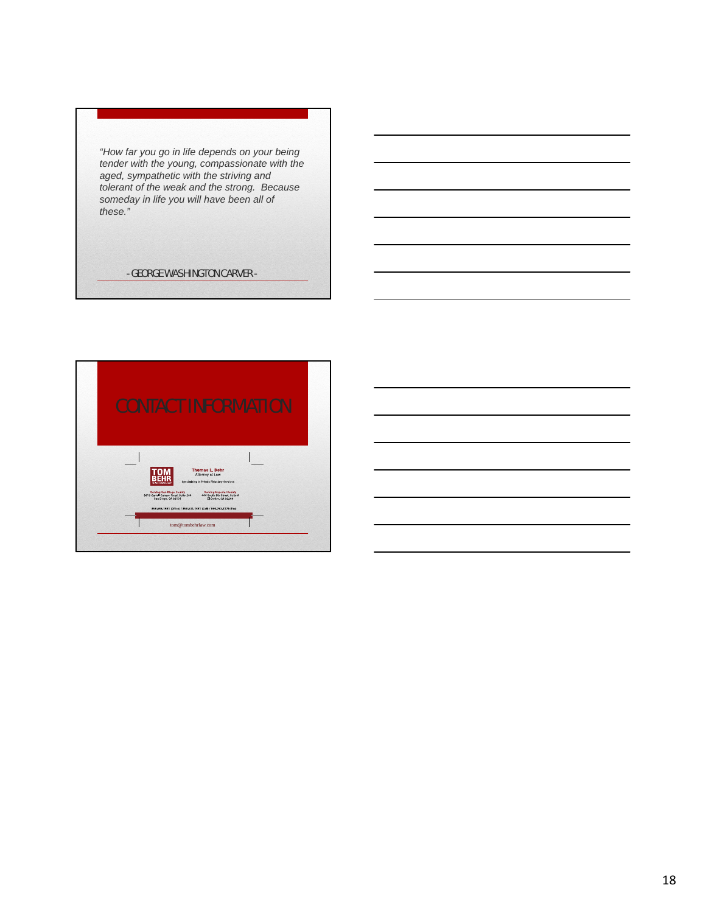*"How far you go in life depends on your being tender with the young, compassionate with the aged, sympathetic with the striving and tolerant of the weak and the strong. Because someday in life you will have been all of these."*

- GEORGE WASHINGTON CARVER -

# CONTACT INFORMATION

TOM BEHR

Thomas L. Behr
Attorney at Law

Specializing in Private Fiduciary Services

Serving San Diego County
9815 Carroll Canyon Road, Suite 204
San Diego, CA 92131

Serving Imperial County
444 South 8th Street, Suite A
El Centro, CA 92244

858.564.1661 (Office) / 858.531.1661 (Cell) / 866.742.4176 (Fax)

tom@tombehrlaw.com